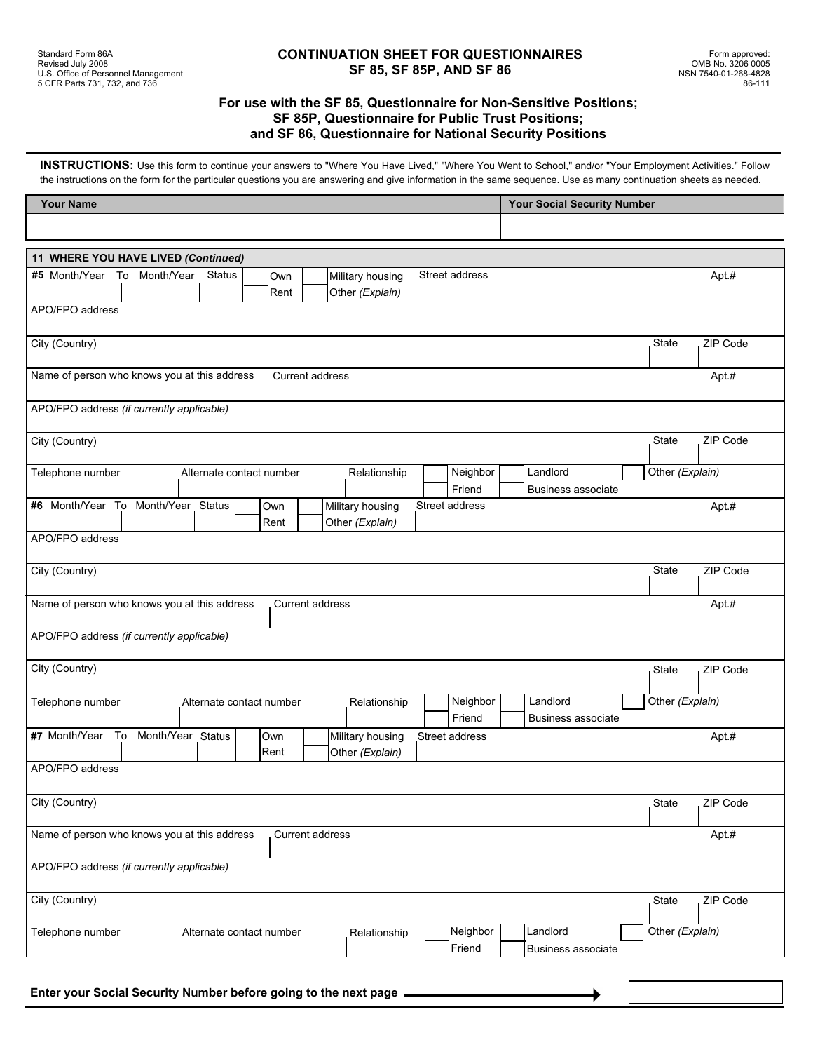Standard Form 86A
Revised July 2008
U.S. Office of Personnel Management
5 CFR Parts 731, 732, and 736

# CONTINUATION SHEET FOR QUESTIONNAIRES SF 85, SF 85P, AND SF 86

Form approved:
OMB No. 3206 0005
NSN 7540-01-268-4828
86-111

## For use with the SF 85, Questionnaire for Non-Sensitive Positions; SF 85P, Questionnaire for Public Trust Positions; and SF 86, Questionnaire for National Security Positions

**INSTRUCTIONS:** Use this form to continue your answers to "Where You Have Lived," "Where You Went to School," and/or "Your Employment Activities." Follow the instructions on the form for the particular questions you are answering and give information in the same sequence. Use as many continuation sheets as needed.

| Your Name | Your Social Security Number |
|---|---|
| | |

**11 WHERE YOU HAVE LIVED *(Continued)***

| #5 Month/Year | To Month/Year | Status | Own / Rent | Military housing / Other *(Explain)* | Street address | Apt.# |
|---|---|---|---|---|---|---|
| | | | | | | |

| APO/FPO address | | |
|---|---|---|
| City (Country) | State | ZIP Code |
| Name of person who knows you at this address | Current address | Apt.# |
| APO/FPO address *(if currently applicable)* | | |
| City (Country) | State | ZIP Code |

| Telephone number | Alternate contact number | Relationship | Neighbor / Friend | Landlord / Business associate | Other *(Explain)* |
|---|---|---|---|---|---|
| | | | | | |

| #6 Month/Year | To Month/Year | Status | Own / Rent | Military housing / Other *(Explain)* | Street address | Apt.# |
|---|---|---|---|---|---|---|
| | | | | | | |

| APO/FPO address | | |
|---|---|---|
| City (Country) | State | ZIP Code |
| Name of person who knows you at this address | Current address | Apt.# |
| APO/FPO address *(if currently applicable)* | | |
| City (Country) | State | ZIP Code |

| Telephone number | Alternate contact number | Relationship | Neighbor / Friend | Landlord / Business associate | Other *(Explain)* |
|---|---|---|---|---|---|
| | | | | | |

| #7 Month/Year | To Month/Year | Status | Own / Rent | Military housing / Other *(Explain)* | Street address | Apt.# |
|---|---|---|---|---|---|---|
| | | | | | | |

| APO/FPO address | | |
|---|---|---|
| City (Country) | State | ZIP Code |
| Name of person who knows you at this address | Current address | Apt.# |
| APO/FPO address *(if currently applicable)* | | |
| City (Country) | State | ZIP Code |

| Telephone number | Alternate contact number | Relationship | Neighbor / Friend | Landlord / Business associate | Other *(Explain)* |
|---|---|---|---|---|---|
| | | | | | |

**Enter your Social Security Number before going to the next page** →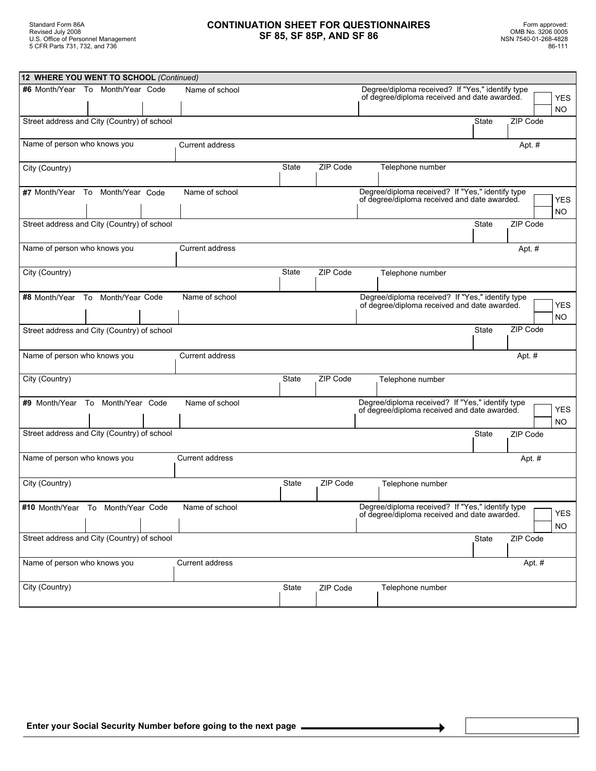Standard Form 86A
Revised July 2008
U.S. Office of Personnel Management
5 CFR Parts 731, 732, and 736

# CONTINUATION SHEET FOR QUESTIONNAIRES SF 85, SF 85P, AND SF 86

Form approved:
OMB No. 3206 0005
NSN 7540-01-268-4828
86-111

## 12 WHERE YOU WENT TO SCHOOL *(Continued)*

| **#6** Month/Year | To Month/Year | Code | Name of school | Degree/diploma received? If "Yes," identify type of degree/diploma received and date awarded. | YES / NO |
|---|---|---|---|---|---|
| | | | | | |

| Street address and City (Country) of school | State | ZIP Code |
|---|---|---|
| | | |

| Name of person who knows you | Current address | Apt. # |
|---|---|---|
| | | |

| City (Country) | State | ZIP Code | Telephone number |
|---|---|---|---|
| | | | |

| **#7** Month/Year | To Month/Year | Code | Name of school | Degree/diploma received? If "Yes," identify type of degree/diploma received and date awarded. | YES / NO |
|---|---|---|---|---|---|
| | | | | | |

| Street address and City (Country) of school | State | ZIP Code |
|---|---|---|
| | | |

| Name of person who knows you | Current address | Apt. # |
|---|---|---|
| | | |

| City (Country) | State | ZIP Code | Telephone number |
|---|---|---|---|
| | | | |

| **#8** Month/Year | To Month/Year | Code | Name of school | Degree/diploma received? If "Yes," identify type of degree/diploma received and date awarded. | YES / NO |
|---|---|---|---|---|---|
| | | | | | |

| Street address and City (Country) of school | State | ZIP Code |
|---|---|---|
| | | |

| Name of person who knows you | Current address | Apt. # |
|---|---|---|
| | | |

| City (Country) | State | ZIP Code | Telephone number |
|---|---|---|---|
| | | | |

| **#9** Month/Year | To Month/Year | Code | Name of school | Degree/diploma received? If "Yes," identify type of degree/diploma received and date awarded. | YES / NO |
|---|---|---|---|---|---|
| | | | | | |

| Street address and City (Country) of school | State | ZIP Code |
|---|---|---|
| | | |

| Name of person who knows you | Current address | Apt. # |
|---|---|---|
| | | |

| City (Country) | State | ZIP Code | Telephone number |
|---|---|---|---|
| | | | |

| **#10** Month/Year | To Month/Year | Code | Name of school | Degree/diploma received? If "Yes," identify type of degree/diploma received and date awarded. | YES / NO |
|---|---|---|---|---|---|
| | | | | | |

| Street address and City (Country) of school | State | ZIP Code |
|---|---|---|
| | | |

| Name of person who knows you | Current address | Apt. # |
|---|---|---|
| | | |

| City (Country) | State | ZIP Code | Telephone number |
|---|---|---|---|
| | | | |

**Enter your Social Security Number before going to the next page** →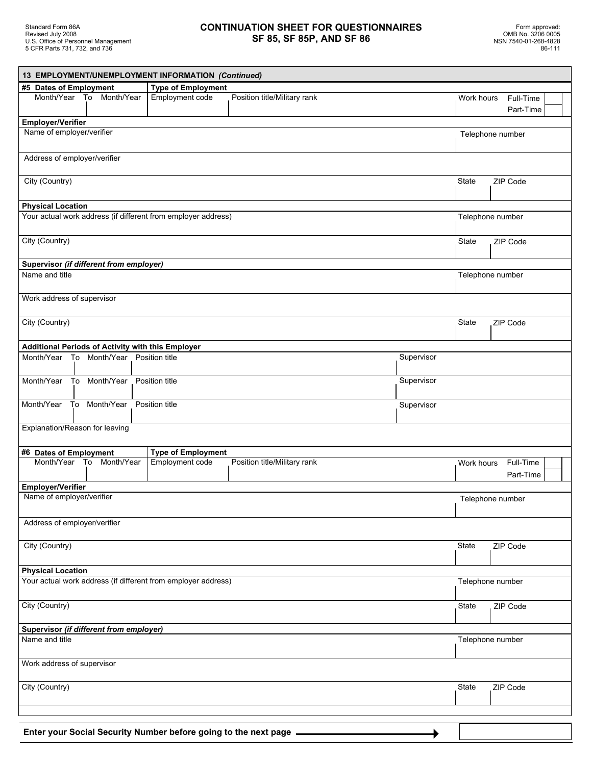Standard Form 86A
Revised July 2008
U.S. Office of Personnel Management
5 CFR Parts 731, 732, and 736

# CONTINUATION SHEET FOR QUESTIONNAIRES SF 85, SF 85P, AND SF 86

Form approved:
OMB No. 3206 0005
NSN 7540-01-268-4828
86-111

## 13 EMPLOYMENT/UNEMPLOYMENT INFORMATION *(Continued)*

**#5 Dates of Employment**

| Month/Year | To Month/Year | **Type of Employment** Employment code | Position title/Military rank | Work hours | Full-Time | Part-Time |
|---|---|---|---|---|---|---|
| | | | | | | |

**Employer/Verifier**

| Name of employer/verifier | Telephone number |
|---|---|
| | |

| Address of employer/verifier |
|---|
| |

| City (Country) | State | ZIP Code |
|---|---|---|
| | | |

**Physical Location**

| Your actual work address (if different from employer address) | Telephone number |
|---|---|
| | |

| City (Country) | State | ZIP Code |
|---|---|---|
| | | |

**Supervisor** *(if different from employer)*

| Name and title | Telephone number |
|---|---|
| | |

| Work address of supervisor |
|---|
| |

| City (Country) | State | ZIP Code |
|---|---|---|
| | | |

**Additional Periods of Activity with this Employer**

| Month/Year | To Month/Year | Position title | Supervisor |
|---|---|---|---|
| | | | |
| | | | |
| | | | |

| Explanation/Reason for leaving |
|---|
| |

**#6 Dates of Employment**

| Month/Year | To Month/Year | **Type of Employment** Employment code | Position title/Military rank | Work hours | Full-Time | Part-Time |
|---|---|---|---|---|---|---|
| | | | | | | |

**Employer/Verifier**

| Name of employer/verifier | Telephone number |
|---|---|
| | |

| Address of employer/verifier |
|---|
| |

| City (Country) | State | ZIP Code |
|---|---|---|
| | | |

**Physical Location**

| Your actual work address (if different from employer address) | Telephone number |
|---|---|
| | |

| City (Country) | State | ZIP Code |
|---|---|---|
| | | |

**Supervisor** *(if different from employer)*

| Name and title | Telephone number |
|---|---|
| | |

| Work address of supervisor |
|---|
| |

| City (Country) | State | ZIP Code |
|---|---|---|
| | | |

**Enter your Social Security Number before going to the next page** →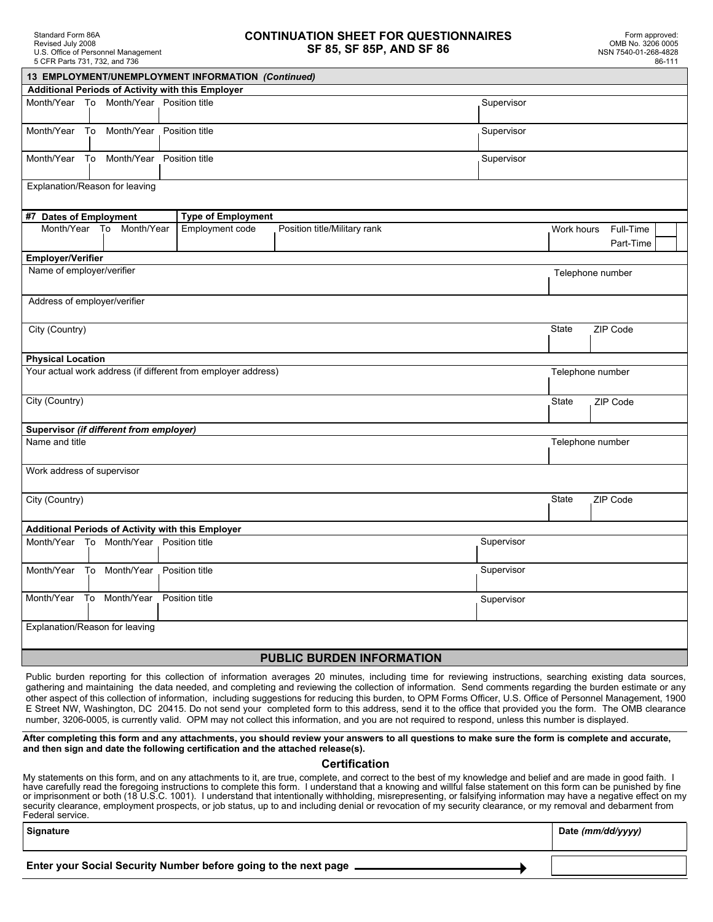Standard Form 86A
Revised July 2008
U.S. Office of Personnel Management
5 CFR Parts 731, 732, and 736

# CONTINUATION SHEET FOR QUESTIONNAIRES SF 85, SF 85P, AND SF 86

Form approved:
OMB No. 3206 0005
NSN 7540-01-268-4828
86-111

## 13 EMPLOYMENT/UNEMPLOYMENT INFORMATION *(Continued)*

**Additional Periods of Activity with this Employer**

| Month/Year | To | Month/Year | Position title | Supervisor |
|---|---|---|---|---|
| Month/Year | To | Month/Year | Position title | Supervisor |
| Month/Year | To | Month/Year | Position title | Supervisor |

Explanation/Reason for leaving

| **#7 Dates of Employment** | **Type of Employment** | | | |
|---|---|---|---|---|
| Month/Year To Month/Year | Employment code | Position title/Military rank | Work hours | Full-Time / Part-Time |

**Employer/Verifier**

Name of employer/verifier | Telephone number

Address of employer/verifier

City (Country) | State | ZIP Code

**Physical Location**

Your actual work address (if different from employer address) | Telephone number

City (Country) | State | ZIP Code

**Supervisor** *(if different from employer)*

Name and title | Telephone number

Work address of supervisor

City (Country) | State | ZIP Code

**Additional Periods of Activity with this Employer**

| Month/Year | To | Month/Year | Position title | Supervisor |
|---|---|---|---|---|
| Month/Year | To | Month/Year | Position title | Supervisor |
| Month/Year | To | Month/Year | Position title | Supervisor |

Explanation/Reason for leaving

## PUBLIC BURDEN INFORMATION

Public burden reporting for this collection of information averages 20 minutes, including time for reviewing instructions, searching existing data sources, gathering and maintaining the data needed, and completing and reviewing the collection of information. Send comments regarding the burden estimate or any other aspect of this collection of information, including suggestions for reducing this burden, to OPM Forms Officer, U.S. Office of Personnel Management, 1900 E Street NW, Washington, DC 20415. Do not send your completed form to this address, send it to the office that provided you the form. The OMB clearance number, 3206-0005, is currently valid. OPM may not collect this information, and you are not required to respond, unless this number is displayed.

**After completing this form and any attachments, you should review your answers to all questions to make sure the form is complete and accurate, and then sign and date the following certification and the attached release(s).**

## Certification

My statements on this form, and on any attachments to it, are true, complete, and correct to the best of my knowledge and belief and are made in good faith. I have carefully read the foregoing instructions to complete this form. I understand that a knowing and willful false statement on this form can be punished by fine or imprisonment or both (18 U.S.C. 1001). I understand that intentionally withholding, misrepresenting, or falsifying information may have a negative effect on my security clearance, employment prospects, or job status, up to and including denial or revocation of my security clearance, or my removal and debarment from Federal service.

| **Signature** | **Date** *(mm/dd/yyyy)* |
|---|---|

**Enter your Social Security Number before going to the next page** →